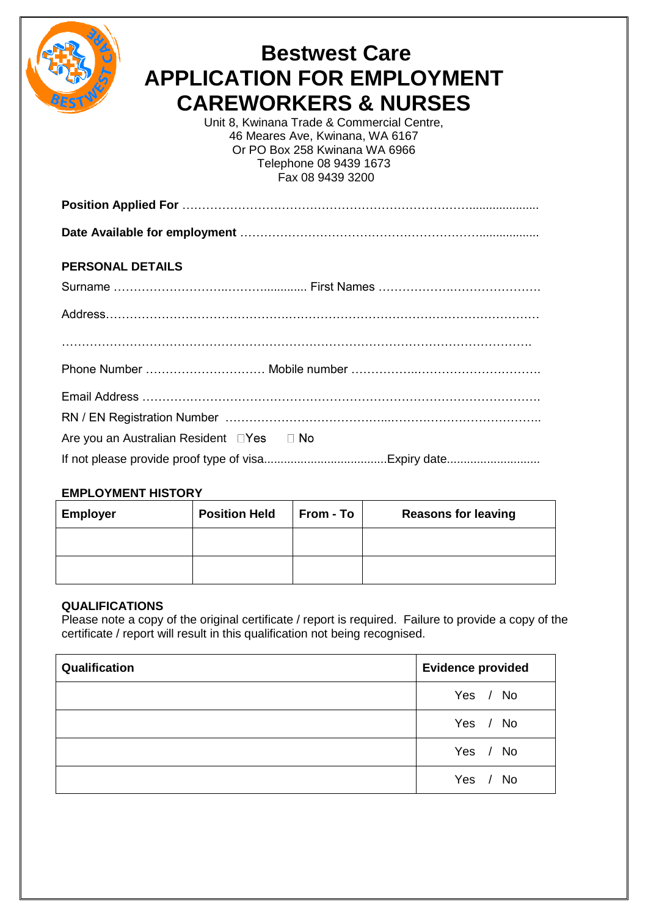# Bestwest Care
# APPLICATION FOR EMPLOYMENT
# CAREWORKERS & NURSES

Unit 8, Kwinana Trade & Commercial Centre,
46 Meares Ave, Kwinana, WA 6167
Or PO Box 258 Kwinana WA 6966
Telephone 08 9439 1673
Fax 08 9439 3200

**Position Applied For** …………………………………………………………………………………

**Date Available for employment** …………………………………………………………………

**PERSONAL DETAILS**

Surname ………………………………………… First Names …………………………………

Address……………………………………………………………………………………………

……………………………………………………………………………………………………

Phone Number ………………………… Mobile number ……………………………………….

Email Address ……………………………………………………………………………………

RN / EN Registration Number ……………………………………………………………………

Are you an Australian Resident ☐Yes ☐ No

If not please provide proof type of visa....................................Expiry date...........................

**EMPLOYMENT HISTORY**

| Employer | Position Held | From - To | Reasons for leaving |
|---|---|---|---|
| | | | |
| | | | |

**QUALIFICATIONS**

Please note a copy of the original certificate / report is required. Failure to provide a copy of the certificate / report will result in this qualification not being recognised.

| Qualification | Evidence provided |
|---|---|
| | Yes / No |
| | Yes / No |
| | Yes / No |
| | Yes / No |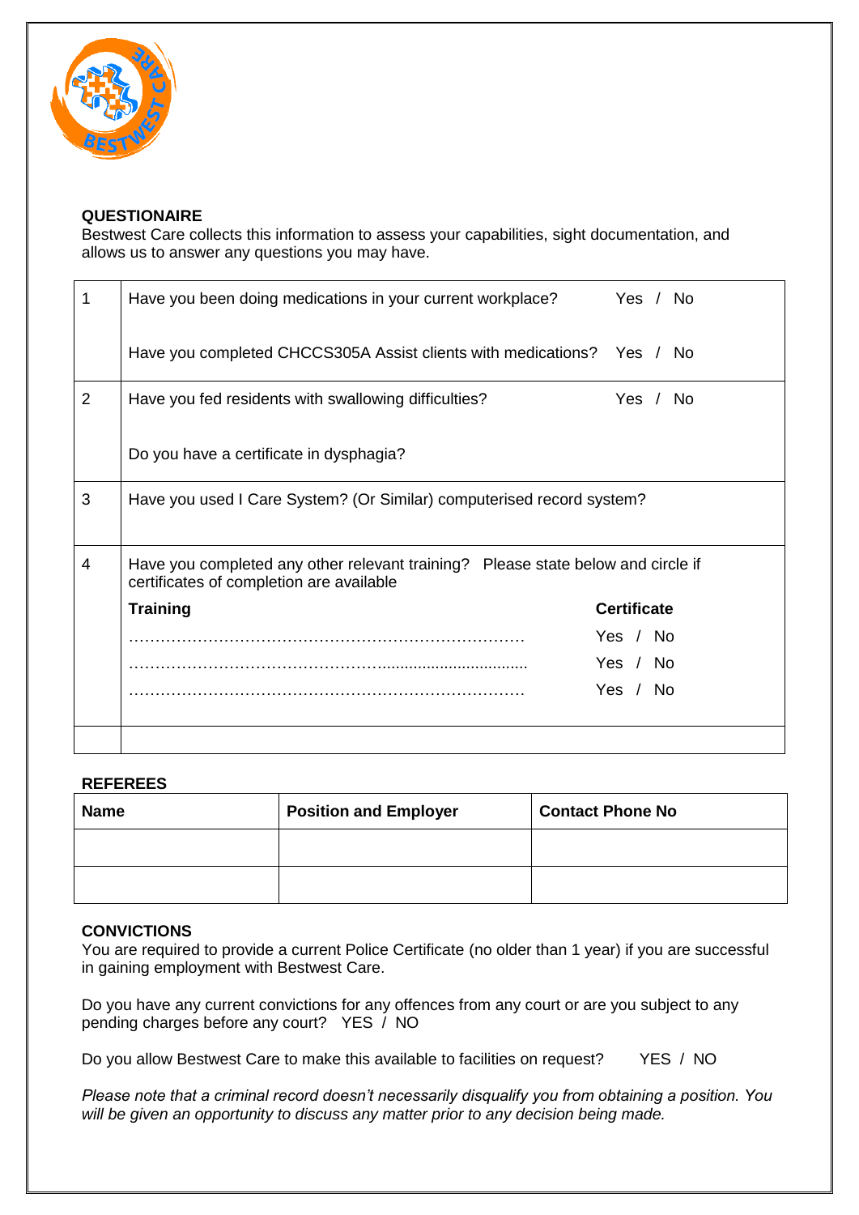### QUESTIONAIRE

Bestwest Care collects this information to assess your capabilities, sight documentation, and allows us to answer any questions you may have.

| | | |
|---|---|---|
| 1 | Have you been doing medications in your current workplace? | Yes / No |
| | Have you completed CHCCS305A Assist clients with medications? | Yes / No |
| 2 | Have you fed residents with swallowing difficulties? | Yes / No |
| | Do you have a certificate in dysphagia? | |
| 3 | Have you used I Care System? (Or Similar) computerised record system? | |
| 4 | Have you completed any other relevant training? Please state below and circle if certificates of completion are available | |
| | **Training** | **Certificate** |
| | ……………………………………………………………… | Yes / No |
| | ……………………………………….............................. | Yes / No |
| | ……………………………………………………………… | Yes / No |
| | | |

### REFEREES

| Name | Position and Employer | Contact Phone No |
|---|---|---|
| | | |
| | | |

### CONVICTIONS

You are required to provide a current Police Certificate (no older than 1 year) if you are successful in gaining employment with Bestwest Care.

Do you have any current convictions for any offences from any court or are you subject to any pending charges before any court? YES / NO

Do you allow Bestwest Care to make this available to facilities on request? YES / NO

*Please note that a criminal record doesn't necessarily disqualify you from obtaining a position. You will be given an opportunity to discuss any matter prior to any decision being made.*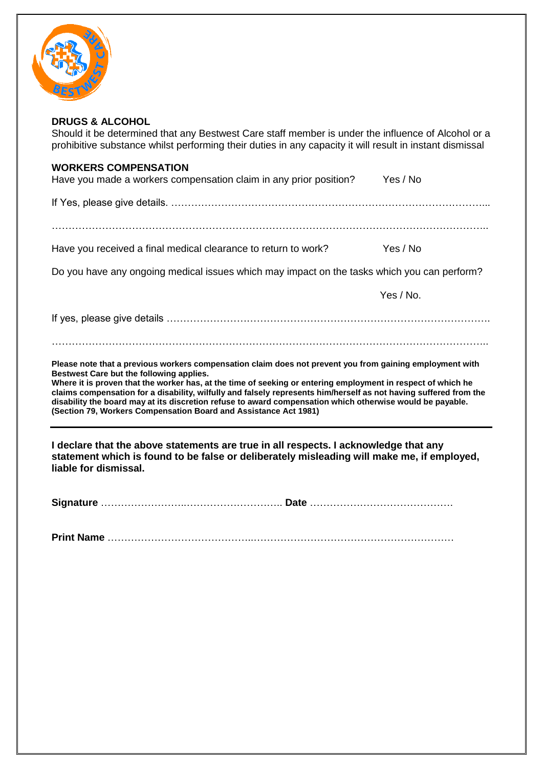## DRUGS & ALCOHOL

Should it be determined that any Bestwest Care staff member is under the influence of Alcohol or a prohibitive substance whilst performing their duties in any capacity it will result in instant dismissal

## WORKERS COMPENSATION

Have you made a workers compensation claim in any prior position? Yes / No

If Yes, please give details. ……………………………………………………………………………………...

…………………………………………………………………………………………………………………..

Have you received a final medical clearance to return to work? Yes / No

Do you have any ongoing medical issues which may impact on the tasks which you can perform?

Yes / No.

If yes, please give details …………………………………………………………………………………….

…………………………………………………………………………………………………………………..

**Please note that a previous workers compensation claim does not prevent you from gaining employment with Bestwest Care but the following applies.**
**Where it is proven that the worker has, at the time of seeking or entering employment in respect of which he claims compensation for a disability, wilfully and falsely represents him/herself as not having suffered from the disability the board may at its discretion refuse to award compensation which otherwise would be payable. (Section 79, Workers Compensation Board and Assistance Act 1981)**

---

**I declare that the above statements are true in all respects. I acknowledge that any statement which is found to be false or deliberately misleading will make me, if employed, liable for dismissal.**

**Signature** …………………………………………………. **Date** …………………………………….

**Print Name** ……………………………………………………………………………………………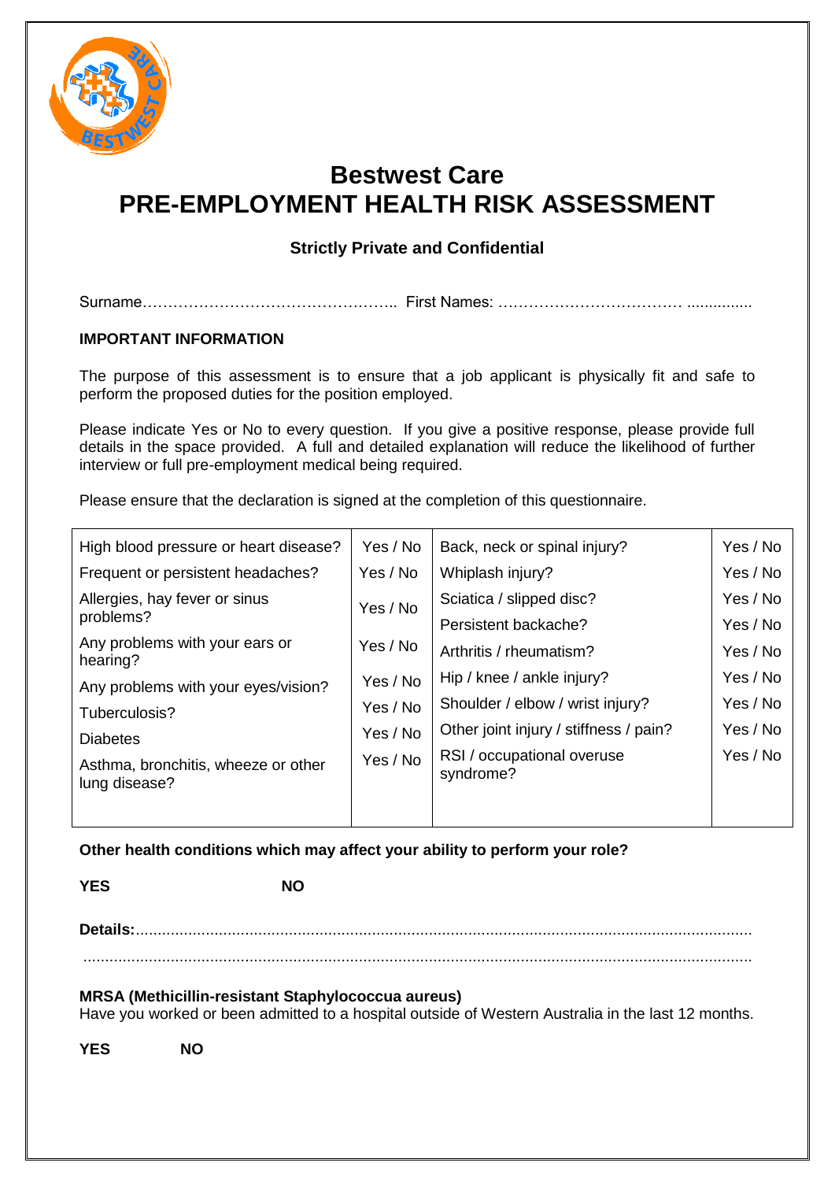# Bestwest Care
# PRE-EMPLOYMENT HEALTH RISK ASSESSMENT

**Strictly Private and Confidential**

Surname………………………………………….. First Names: ……………………………… ...............

**IMPORTANT INFORMATION**

The purpose of this assessment is to ensure that a job applicant is physically fit and safe to perform the proposed duties for the position employed.

Please indicate Yes or No to every question. If you give a positive response, please provide full details in the space provided. A full and detailed explanation will reduce the likelihood of further interview or full pre-employment medical being required.

Please ensure that the declaration is signed at the completion of this questionnaire.

| | | | |
|---|---|---|---|
| High blood pressure or heart disease? | Yes / No | Back, neck or spinal injury? | Yes / No |
| Frequent or persistent headaches? | Yes / No | Whiplash injury? | Yes / No |
| Allergies, hay fever or sinus problems? | Yes / No | Sciatica / slipped disc? | Yes / No |
| | | Persistent backache? | Yes / No |
| Any problems with your ears or hearing? | Yes / No | Arthritis / rheumatism? | Yes / No |
| Any problems with your eyes/vision? | Yes / No | Hip / knee / ankle injury? | Yes / No |
| Tuberculosis? | Yes / No | Shoulder / elbow / wrist injury? | Yes / No |
| Diabetes | Yes / No | Other joint injury / stiffness / pain? | Yes / No |
| Asthma, bronchitis, wheeze or other lung disease? | Yes / No | RSI / occupational overuse syndrome? | Yes / No |

**Other health conditions which may affect your ability to perform your role?**

**YES** **NO**

**Details:**.............................................................................................................................................

...........................................................................................................................................................

**MRSA (Methicillin-resistant Staphylococcua aureus)**
Have you worked or been admitted to a hospital outside of Western Australia in the last 12 months.

**YES** **NO**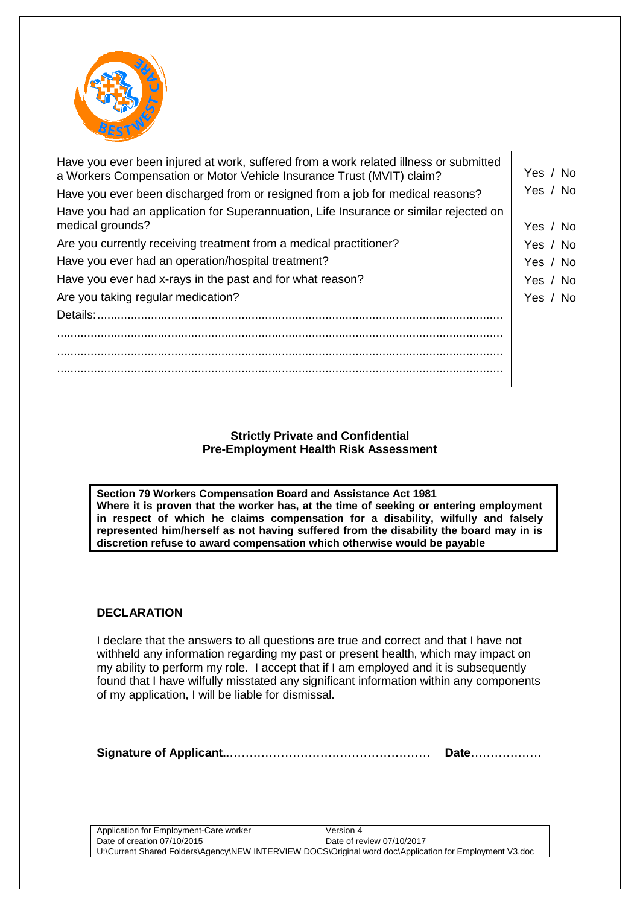| | |
|---|---|
| Have you ever been injured at work, suffered from a work related illness or submitted a Workers Compensation or Motor Vehicle Insurance Trust (MVIT) claim? | Yes / No |
| Have you ever been discharged from or resigned from a job for medical reasons? | Yes / No |
| Have you had an application for Superannuation, Life Insurance or similar rejected on medical grounds? | Yes / No |
| Are you currently receiving treatment from a medical practitioner? | Yes / No |
| Have you ever had an operation/hospital treatment? | Yes / No |
| Have you ever had x-rays in the past and for what reason? | Yes / No |
| Are you taking regular medication? | Yes / No |
| Details:........................................................................................................................... | |
| ....................................................................................................................................... | |
| ....................................................................................................................................... | |
| ....................................................................................................................................... | |

**Strictly Private and Confidential**
**Pre-Employment Health Risk Assessment**

**Section 79 Workers Compensation Board and Assistance Act 1981**
**Where it is proven that the worker has, at the time of seeking or entering employment in respect of which he claims compensation for a disability, wilfully and falsely represented him/herself as not having suffered from the disability the board may in is discretion refuse to award compensation which otherwise would be payable**

**DECLARATION**

I declare that the answers to all questions are true and correct and that I have not withheld any information regarding my past or present health, which may impact on my ability to perform my role. I accept that if I am employed and it is subsequently found that I have wilfully misstated any significant information within any components of my application, I will be liable for dismissal.

**Signature of Applicant..**…………………………………………… **Date**………………

| | |
|---|---|
| Application for Employment-Care worker | Version 4 |
| Date of creation 07/10/2015 | Date of review 07/10/2017 |
| U:\Current Shared Folders\Agency\NEW INTERVIEW DOCS\Original word doc\Application for Employment V3.doc | |